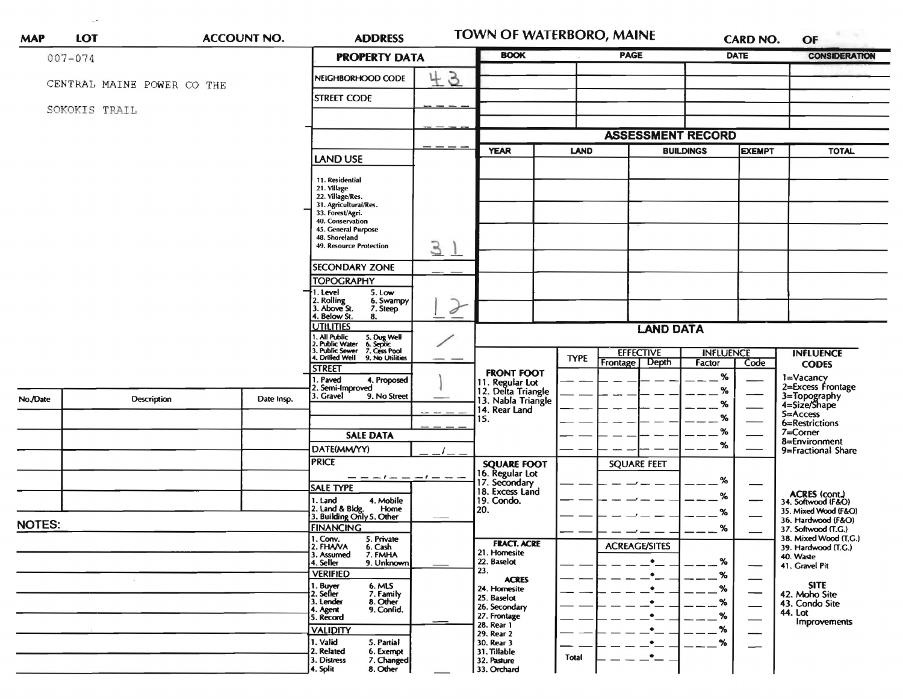| MAP | LOT | ACCOUNT NO. | ADDRESS | TOWN OF WATERBORO, MAINE | CARD NO. | OF |
|---|---|---|---|---|---|---|

007-074

CENTRAL MAINE POWER CO THE

SOKOKIS TRAIL

## PROPERTY DATA

| Field | Value |
|---|---|
| NEIGHBORHOOD CODE | 43 |
| STREET CODE | ___ |
| | ___ |
| | ___ |

**LAND USE**

11. Residential
21. Village
22. Village/Res.
31. Agricultural/Res.
33. Forest/Agri.
40. Conservation
45. General Purpose
48. Shoreland
49. Resource Protection

Land Use: 31

**SECONDARY ZONE** __ __

**TOPOGRAPHY**

1. Level
2. Rolling
3. Above St.
4. Below St.
5. Low
6. Swampy
7. Steep
8.

Topography: 1 2

**UTILITIES**

1. All Public
2. Public Water
3. Public Sewer
4. Drilled Well
5. Dug Well
6. Septic
7. Cess Pool
9. No Utilities

Utilities: /

**STREET**

1. Paved
2. Semi-Improved
3. Gravel
4. Proposed
9. No Street

Street: 1

## SALE DATA

DATE(MM/YY) __/__

PRICE ___,___,___

**SALE TYPE**

1. Land
2. Land & Bldg.
3. Building Only
4. Mobile Home
5. Other

**FINANCING**

1. Conv.
2. FHA/VA
3. Assumed
4. Seller
5. Private
6. Cash
7. FMHA
9. Unknown

**VERIFIED**

1. Buyer
2. Seller
3. Lender
4. Agent
5. Record
6. MLS
7. Family
8. Other
9. Confid.

**VALIDITY**

1. Valid
2. Related
3. Distress
4. Split
5. Partial
6. Exempt
7. Changed
8. Other

| BOOK | PAGE | DATE | CONSIDERATION |
|---|---|---|---|
| | | | |
| | | | |
| | | | |
| | | | |

## ASSESSMENT RECORD

| YEAR | LAND | BUILDINGS | EXEMPT | TOTAL |
|---|---|---|---|---|
| | | | | |
| | | | | |
| | | | | |
| | | | | |
| | | | | |
| | | | | |
| | | | | |

## LAND DATA

| | TYPE | EFFECTIVE Frontage | EFFECTIVE Depth | INFLUENCE Factor | INFLUENCE Code |
|---|---|---|---|---|---|
| **FRONT FOOT** | | | | | |
| 11. Regular Lot | | | | % | |
| 12. Delta Triangle | | | | % | |
| 13. Nabla Triangle | | | | % | |
| 14. Rear Land | | | | % | |
| 15. | | | | % | |
| | | | | % | |
| **SQUARE FOOT** | | SQUARE FEET | | | |
| 16. Regular Lot | | | | % | |
| 17. Secondary | | | | % | |
| 18. Excess Land | | | | % | |
| 19. Condo. | | | | % | |
| 20. | | | | | |
| **FRACT. ACRE** | | ACREAGE/SITES | | | |
| 21. Homesite | | | | % | |
| 22. Baselot | | | | % | |
| 23. | | | | % | |
| **ACRES** | | | | | |
| 24. Homesite | | | | % | |
| 25. Baselot | | | | % | |
| 26. Secondary | | | | % | |
| 27. Frontage | | | | % | |
| 28. Rear 1 | | | | % | |
| 29. Rear 2 | | | | % | |
| 30. Rear 3 | | | | | |
| 31. Tillable | Total | | | | |
| 32. Pasture | | | | | |
| 33. Orchard | | | | | |

**INFLUENCE CODES**

1=Vacancy
2=Excess Frontage
3=Topography
4=Size/Shape
5=Access
6=Restrictions
7=Corner
8=Environment
9=Fractional Share

**ACRES (cont.)**

34. Softwood (F&O)
35. Mixed Wood (F&O)
36. Hardwood (F&O)
37. Softwood (T.G.)
38. Mixed Wood (T.G.)
39. Hardwood (T.G.)
40. Waste
41. Gravel Pit

**SITE**

42. Moho Site
43. Condo Site
44. Lot Improvements

| No./Date | Description | Date Insp. |
|---|---|---|
| | | |
| | | |
| | | |
| | | |
| | | |

**NOTES:**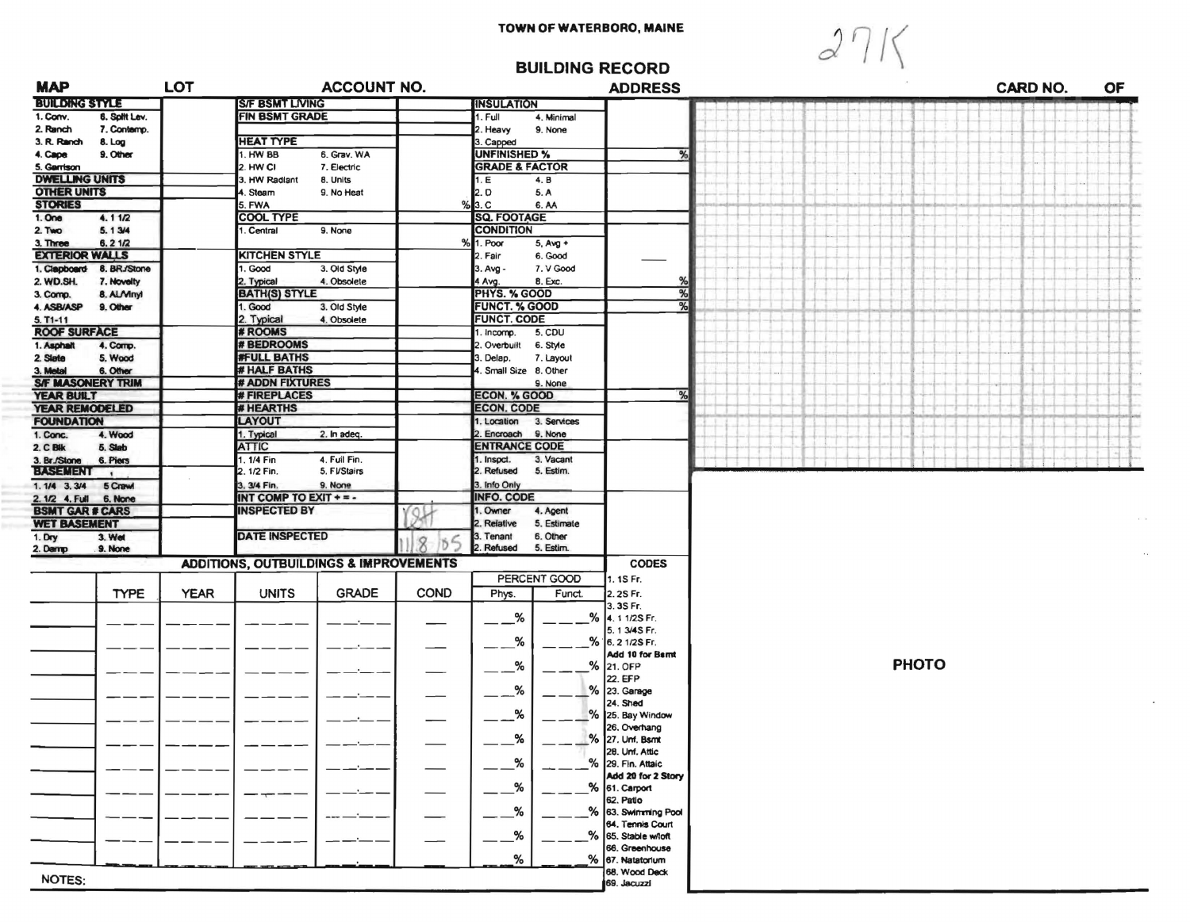TOWN OF WATERBORO, MAINE

27K

## BUILDING RECORD

| MAP | LOT | ACCOUNT NO. | ADDRESS | CARD NO. | OF |
|---|---|---|---|---|---|
| | | | | | |

| | | | | | |
|---|---|---|---|---|---|
| **BUILDING STYLE** 1. Conv. 6. Split Lev. 2. Ranch 7. Contemp. 3. R. Ranch 8. Log 4. Cape 9. Other 5. Garrison | | **S/F BSMT LIVING** | | **INSULATION** 1. Full 4. Minimal 2. Heavy 9. None 3. Capped | |
| **DWELLING UNITS** | | **FIN BSMT GRADE** | | **UNFINISHED %** | % |
| **OTHER UNITS** | | **HEAT TYPE** 1. HW BB 6. Grav. WA 2. HW CI 7. Electric 3. HW Radiant 8. Units 4. Steam 9. No Heat 5. FWA | % | **GRADE & FACTOR** 1. E 4. B 2. D 5. A 3. C 6. AA | |
| **STORIES** 1. One 4. 1 1/2 2. Two 5. 1 3/4 3. Three 6. 2 1/2 | | **COOL TYPE** 1. Central 9. None | % | **SQ. FOOTAGE** | |
| **EXTERIOR WALLS** 1. Clapboard 6. BR./Stone 2. WD.SH. 7. Novelty 3. Comp. 8. AL/Vinyl 4. ASB/ASP 9. Other 5. T1-11 | | **KITCHEN STYLE** 1. Good 3. Old Style 2. Typical 4. Obsolete | | **CONDITION** 1. Poor 5. Avg + 2. Fair 6. Good 3. Avg - 7. V Good 4 Avg. 8. Exc. | |
| | | **BATH(S) STYLE** 1. Good 3. Old Style 2. Typical 4. Obsolete | | **PHYS. % GOOD** | % |
| **ROOF SURFACE** 1. Asphalt 4. Comp. 2. Slate 5. Wood 3. Metal 6. Other | | **# ROOMS** | | **FUNCT. % GOOD** | % |
| | | **# BEDROOMS** | | **FUNCT. CODE** 1. Incomp. 5. CDU 2. Overbuilt 6. Style 3. Delap. 7. Layout 4. Small Size 8. Other 9. None | |
| | | **#FULL BATHS** | | | |
| | | **# HALF BATHS** | | | |
| **S/F MASONERY TRIM** | | **# ADDN FIXTURES** | | | |
| **YEAR BUILT** | | **# FIREPLACES** | | **ECON. % GOOD** | % |
| **YEAR REMODELED** | | **# HEARTHS** | | **ECON. CODE** 1. Location 3. Services 2. Encroach 9. None | |
| **FOUNDATION** 1. Conc. 4. Wood 2. C Blk 5. Slab 3. Br./Stone 6. Piers | | **LAYOUT** 1. Typical 2. In adeq. | | | |
| **BASEMENT** 1. 1/4 3. 3/4 5 Crawl 2. 1/2 4. Full 6. None | | **ATTIC** 1. 1/4 Fin 4. Full Fin. 2. 1/2 Fin. 5. Fl/Stairs 3. 3/4 Fin. 9. None | | **ENTRANCE CODE** 1. Inspct. 3. Vacant 2. Refused 5. Estim. 3. Info Only | |
| **BSMT GAR # CARS** | | **INT COMP TO EXIT + = -** | | **INFO. CODE** 1. Owner 4. Agent 2. Relative 5. Estimate 3. Tenant 6. Other | |
| **WET BASEMENT** 1. Dry 3. Wet 2. Damp 9. None | | **INSPECTED BY** | YRH | | |
| | | **DATE INSPECTED** | 11/8/05 | 2. Refused 5. Estim. | |

### ADDITIONS, OUTBUILDINGS & IMPROVEMENTS

| | TYPE | YEAR | UNITS | GRADE | COND | PERCENT GOOD Phys. | Funct. |
|---|---|---|---|---|---|---|---|
| | | | | | | % | % |
| | | | | | | % | % |
| | | | | | | % | % |
| | | | | | | % | % |
| | | | | | | % | % |
| | | | | | | % | % |
| | | | | | | % | % |
| | | | | | | % | % |
| | | | | | | % | % |
| | | | | | | % | % |
| | | | | | | % | % |

**CODES**
1. 1S Fr.
2. 2S Fr.
3. 3S Fr.
4. 1 1/2S Fr.
5. 1 3/4S Fr.
6. 2 1/2S Fr.
Add 10 for Bsmt
21. OFP
22. EFP
23. Garage
24. Shed
25. Bay Window
26. Overhang
27. Unf. Bsmt
28. Unf. Attic
29. Fin. Attaic
Add 20 for 2 Story
61. Carport
62. Patio
63. Swimming Pool
64. Tennis Court
65. Stable w/loft
66. Greenhouse
67. Natatorium
68. Wood Deck
69. Jacuzzi

NOTES:

PHOTO